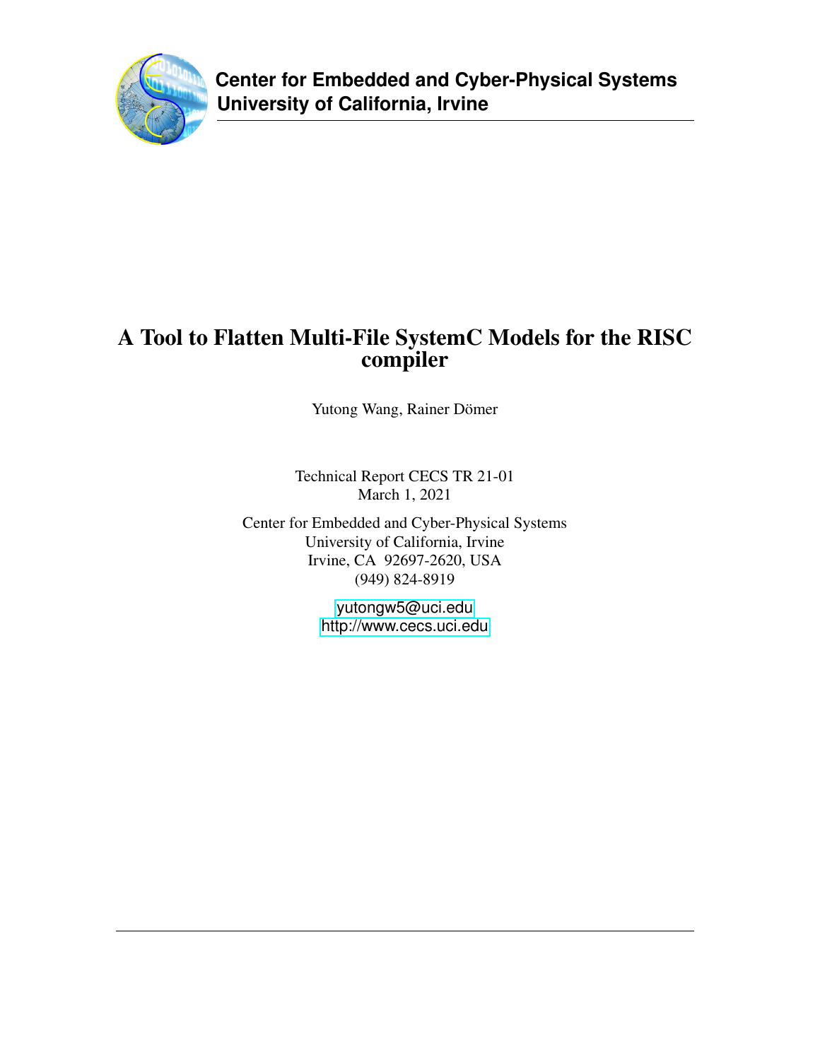**Center for Embedded and Cyber-Physical Systems**
**University of California, Irvine**

# A Tool to Flatten Multi-File SystemC Models for the RISC compiler

Yutong Wang, Rainer Dömer

Technical Report CECS TR 21-01
March 1, 2021

Center for Embedded and Cyber-Physical Systems
University of California, Irvine
Irvine, CA 92697-2620, USA
(949) 824-8919

yutongw5@uci.edu
http://www.cecs.uci.edu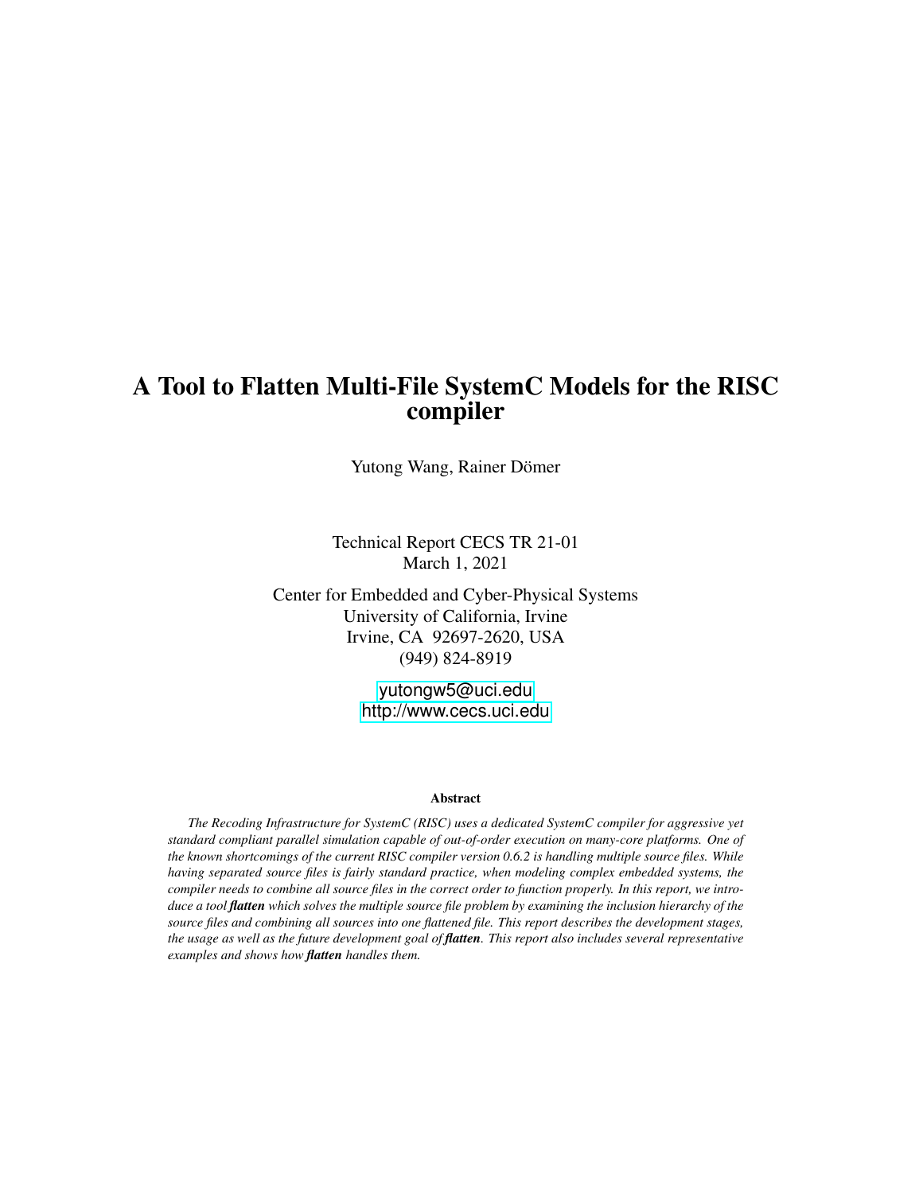# A Tool to Flatten Multi-File SystemC Models for the RISC compiler

Yutong Wang, Rainer Dömer

Technical Report CECS TR 21-01
March 1, 2021

Center for Embedded and Cyber-Physical Systems
University of California, Irvine
Irvine, CA 92697-2620, USA
(949) 824-8919

yutongw5@uci.edu
http://www.cecs.uci.edu

### Abstract

*The Recoding Infrastructure for SystemC (RISC) uses a dedicated SystemC compiler for aggressive yet standard compliant parallel simulation capable of out-of-order execution on many-core platforms. One of the known shortcomings of the current RISC compiler version 0.6.2 is handling multiple source files. While having separated source files is fairly standard practice, when modeling complex embedded systems, the compiler needs to combine all source files in the correct order to function properly. In this report, we introduce a tool **flatten** which solves the multiple source file problem by examining the inclusion hierarchy of the source files and combining all sources into one flattened file. This report describes the development stages, the usage as well as the future development goal of **flatten**. This report also includes several representative examples and shows how **flatten** handles them.*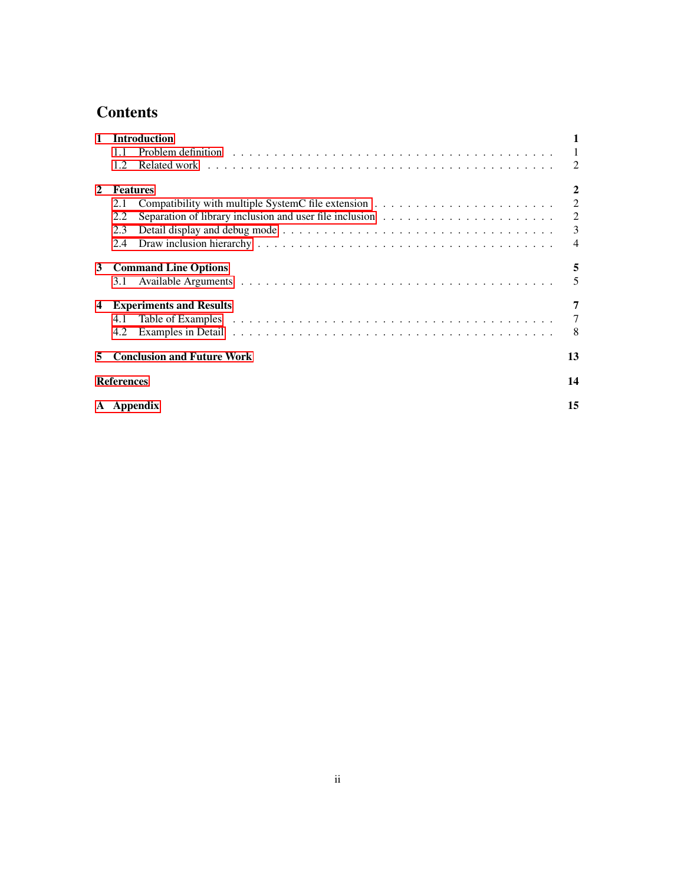# Contents

- **1 Introduction** — **1**
  - 1.1 Problem definition — 1
  - 1.2 Related work — 2
- **2 Features** — **2**
  - 2.1 Compatibility with multiple SystemC file extension — 2
  - 2.2 Separation of library inclusion and user file inclusion — 2
  - 2.3 Detail display and debug mode — 3
  - 2.4 Draw inclusion hierarchy — 4
- **3 Command Line Options** — **5**
  - 3.1 Available Arguments — 5
- **4 Experiments and Results** — **7**
  - 4.1 Table of Examples — 7
  - 4.2 Examples in Detail — 8
- **5 Conclusion and Future Work** — **13**
- **References** — **14**
- **A Appendix** — **15**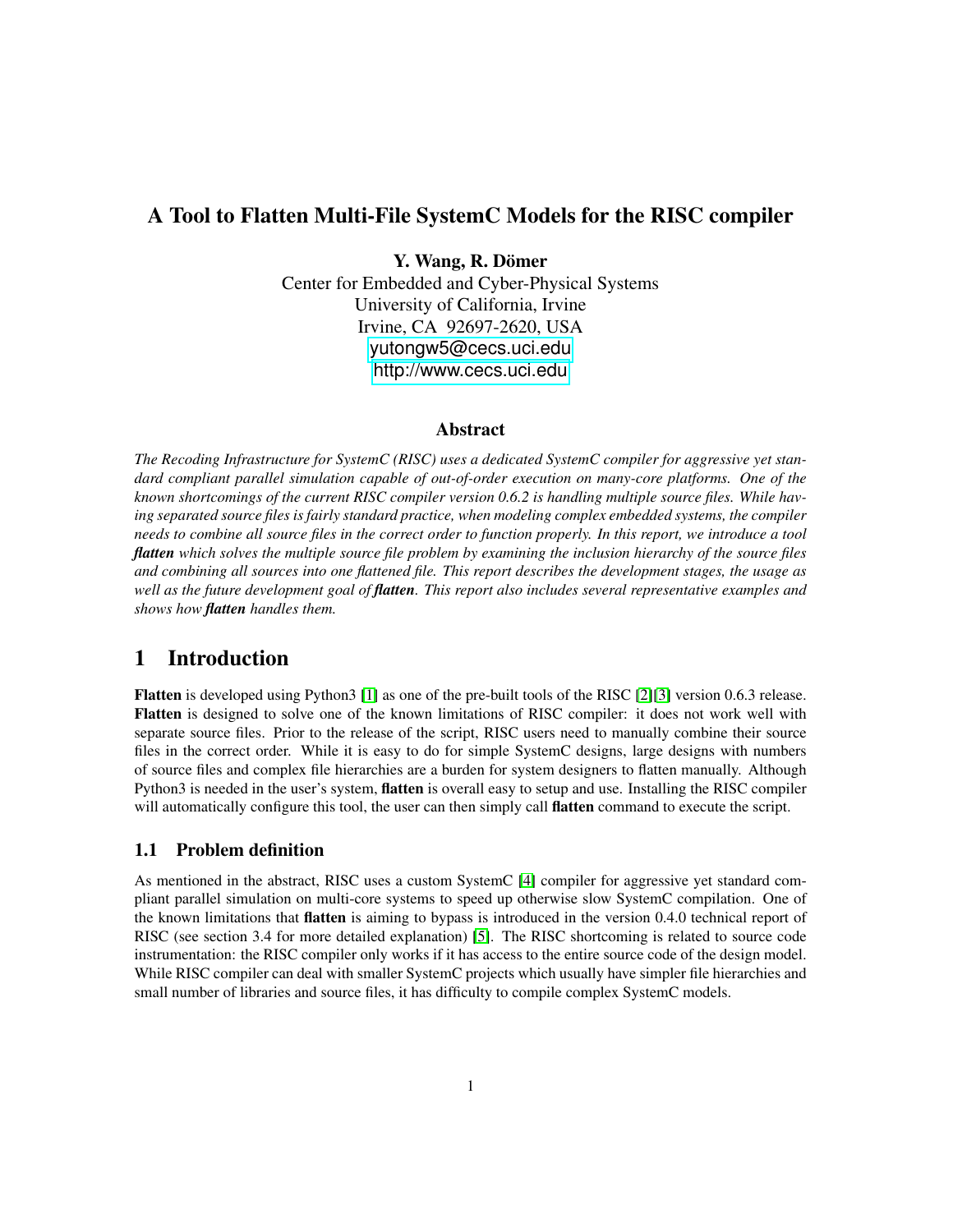# A Tool to Flatten Multi-File SystemC Models for the RISC compiler

**Y. Wang, R. Dömer**
Center for Embedded and Cyber-Physical Systems
University of California, Irvine
Irvine, CA 92697-2620, USA
yutongw5@cecs.uci.edu
http://www.cecs.uci.edu

## Abstract

*The Recoding Infrastructure for SystemC (RISC) uses a dedicated SystemC compiler for aggressive yet standard compliant parallel simulation capable of out-of-order execution on many-core platforms. One of the known shortcomings of the current RISC compiler version 0.6.2 is handling multiple source files. While having separated source files is fairly standard practice, when modeling complex embedded systems, the compiler needs to combine all source files in the correct order to function properly. In this report, we introduce a tool* ***flatten*** *which solves the multiple source file problem by examining the inclusion hierarchy of the source files and combining all sources into one flattened file. This report describes the development stages, the usage as well as the future development goal of* ***flatten****. This report also includes several representative examples and shows how* ***flatten*** *handles them.*

# 1 Introduction

**Flatten** is developed using Python3 [1] as one of the pre-built tools of the RISC [2][3] version 0.6.3 release. **Flatten** is designed to solve one of the known limitations of RISC compiler: it does not work well with separate source files. Prior to the release of the script, RISC users need to manually combine their source files in the correct order. While it is easy to do for simple SystemC designs, large designs with numbers of source files and complex file hierarchies are a burden for system designers to flatten manually. Although Python3 is needed in the user's system, **flatten** is overall easy to setup and use. Installing the RISC compiler will automatically configure this tool, the user can then simply call **flatten** command to execute the script.

## 1.1 Problem definition

As mentioned in the abstract, RISC uses a custom SystemC [4] compiler for aggressive yet standard compliant parallel simulation on multi-core systems to speed up otherwise slow SystemC compilation. One of the known limitations that **flatten** is aiming to bypass is introduced in the version 0.4.0 technical report of RISC (see section 3.4 for more detailed explanation) [5]. The RISC shortcoming is related to source code instrumentation: the RISC compiler only works if it has access to the entire source code of the design model. While RISC compiler can deal with smaller SystemC projects which usually have simpler file hierarchies and small number of libraries and source files, it has difficulty to compile complex SystemC models.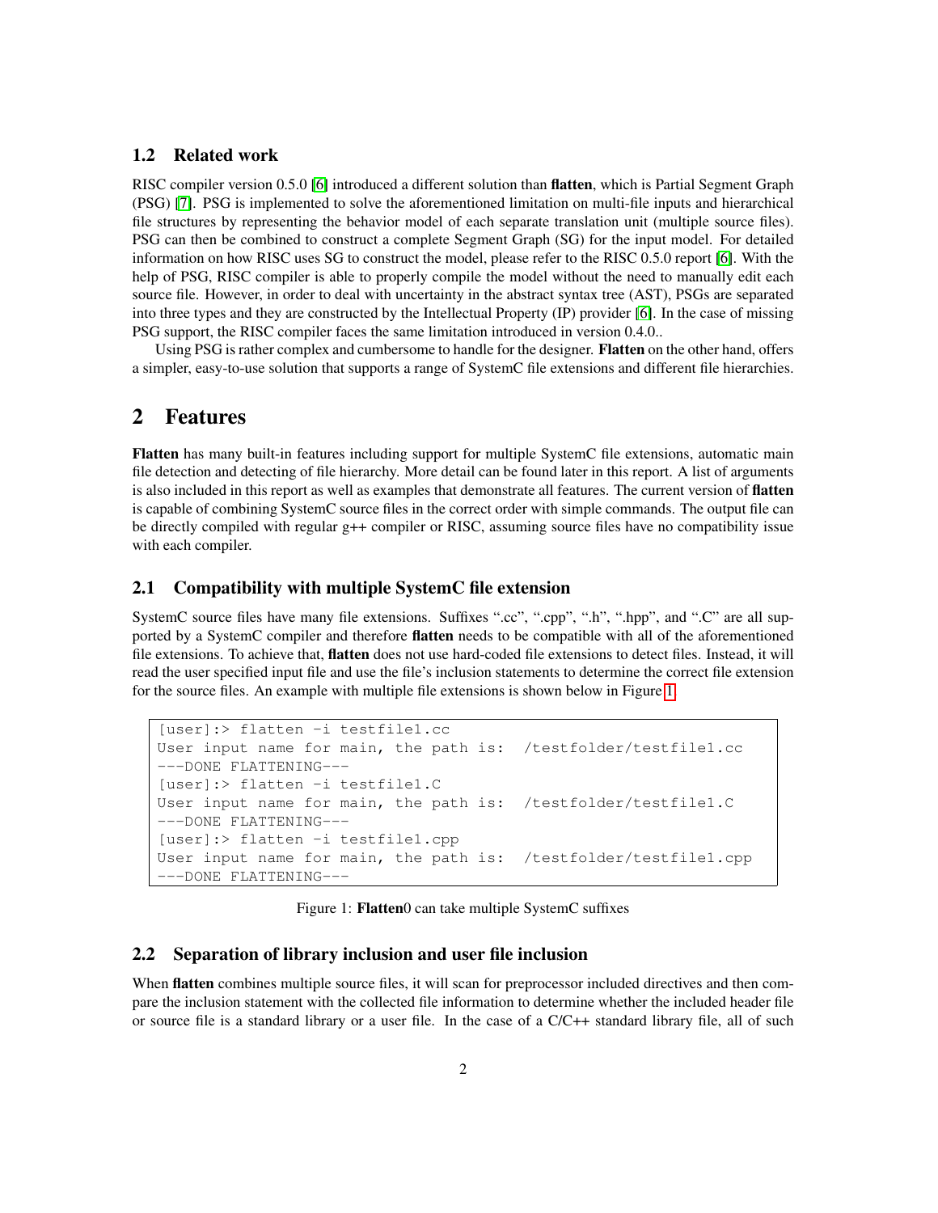### 1.2 Related work

RISC compiler version 0.5.0 [6] introduced a different solution than **flatten**, which is Partial Segment Graph (PSG) [7]. PSG is implemented to solve the aforementioned limitation on multi-file inputs and hierarchical file structures by representing the behavior model of each separate translation unit (multiple source files). PSG can then be combined to construct a complete Segment Graph (SG) for the input model. For detailed information on how RISC uses SG to construct the model, please refer to the RISC 0.5.0 report [6]. With the help of PSG, RISC compiler is able to properly compile the model without the need to manually edit each source file. However, in order to deal with uncertainty in the abstract syntax tree (AST), PSGs are separated into three types and they are constructed by the Intellectual Property (IP) provider [6]. In the case of missing PSG support, the RISC compiler faces the same limitation introduced in version 0.4.0..

Using PSG is rather complex and cumbersome to handle for the designer. **Flatten** on the other hand, offers a simpler, easy-to-use solution that supports a range of SystemC file extensions and different file hierarchies.

## 2 Features

**Flatten** has many built-in features including support for multiple SystemC file extensions, automatic main file detection and detecting of file hierarchy. More detail can be found later in this report. A list of arguments is also included in this report as well as examples that demonstrate all features. The current version of **flatten** is capable of combining SystemC source files in the correct order with simple commands. The output file can be directly compiled with regular g++ compiler or RISC, assuming source files have no compatibility issue with each compiler.

### 2.1 Compatibility with multiple SystemC file extension

SystemC source files have many file extensions. Suffixes ".cc", ".cpp", ".h", ".hpp", and ".C" are all supported by a SystemC compiler and therefore **flatten** needs to be compatible with all of the aforementioned file extensions. To achieve that, **flatten** does not use hard-coded file extensions to detect files. Instead, it will read the user specified input file and use the file's inclusion statements to determine the correct file extension for the source files. An example with multiple file extensions is shown below in Figure 1

```
[user]:> flatten -i testfile1.cc
User input name for main, the path is:  /testfolder/testfile1.cc
---DONE FLATTENING---
[user]:> flatten -i testfile1.C
User input name for main, the path is:  /testfolder/testfile1.C
---DONE FLATTENING---
[user]:> flatten -i testfile1.cpp
User input name for main, the path is:  /testfolder/testfile1.cpp
---DONE FLATTENING---
```

Figure 1: **Flatten**0 can take multiple SystemC suffixes

### 2.2 Separation of library inclusion and user file inclusion

When **flatten** combines multiple source files, it will scan for preprocessor included directives and then compare the inclusion statement with the collected file information to determine whether the included header file or source file is a standard library or a user file. In the case of a C/C++ standard library file, all of such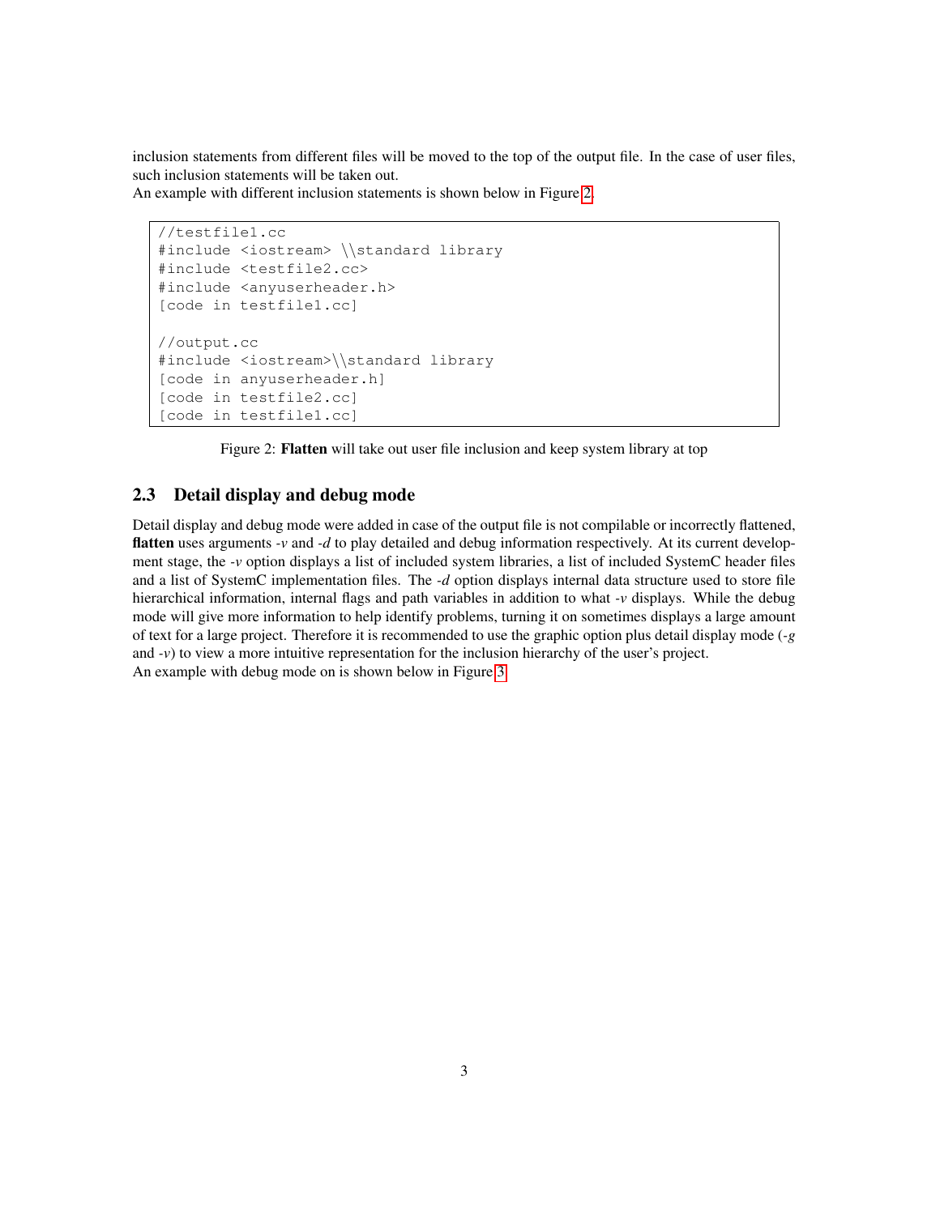inclusion statements from different files will be moved to the top of the output file. In the case of user files, such inclusion statements will be taken out.
An example with different inclusion statements is shown below in Figure 2.

```
//testfile1.cc
#include <iostream> \\standard library
#include <testfile2.cc>
#include <anyuserheader.h>
[code in testfile1.cc]

//output.cc
#include <iostream>\\standard library
[code in anyuserheader.h]
[code in testfile2.cc]
[code in testfile1.cc]
```

Figure 2: **Flatten** will take out user file inclusion and keep system library at top

## 2.3 Detail display and debug mode

Detail display and debug mode were added in case of the output file is not compilable or incorrectly flattened, **flatten** uses arguments *-v* and *-d* to play detailed and debug information respectively. At its current development stage, the *-v* option displays a list of included system libraries, a list of included SystemC header files and a list of SystemC implementation files. The *-d* option displays internal data structure used to store file hierarchical information, internal flags and path variables in addition to what *-v* displays. While the debug mode will give more information to help identify problems, turning it on sometimes displays a large amount of text for a large project. Therefore it is recommended to use the graphic option plus detail display mode (*-g* and *-v*) to view a more intuitive representation for the inclusion hierarchy of the user's project.
An example with debug mode on is shown below in Figure 3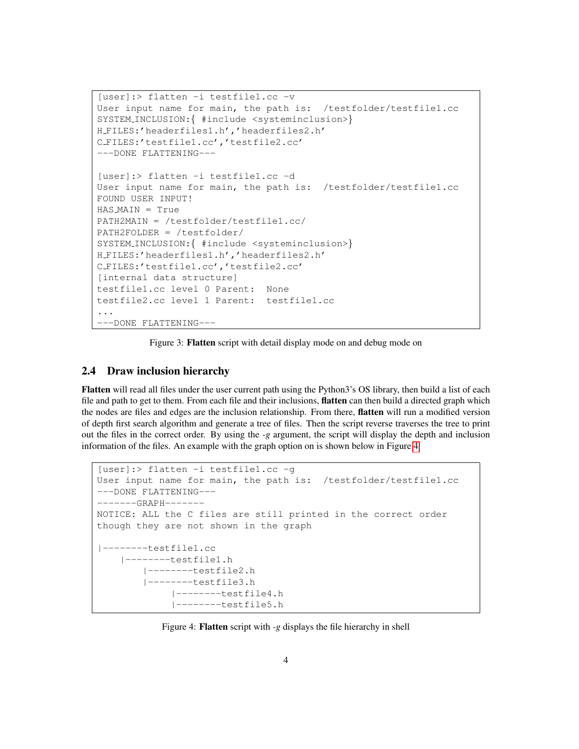```
[user]:> flatten -i testfile1.cc -v
User input name for main, the path is:  /testfolder/testfile1.cc
SYSTEM_INCLUSION:{ #include <systeminclusion>}
H_FILES:'headerfiles1.h','headerfiles2.h'
C_FILES:'testfile1.cc','testfile2.cc'
---DONE FLATTENING---

[user]:> flatten -i testfile1.cc -d
User input name for main, the path is:  /testfolder/testfile1.cc
FOUND USER INPUT!
HAS_MAIN = True
PATH2MAIN = /testfolder/testfile1.cc/
PATH2FOLDER = /testfolder/
SYSTEM_INCLUSION:{ #include <systeminclusion>}
H_FILES:'headerfiles1.h','headerfiles2.h'
C_FILES:'testfile1.cc','testfile2.cc'
[internal data structure]
testfile1.cc level 0 Parent:  None
testfile2.cc level 1 Parent:  testfile1.cc
...
---DONE FLATTENING---
```

Figure 3: **Flatten** script with detail display mode on and debug mode on

## 2.4 Draw inclusion hierarchy

**Flatten** will read all files under the user current path using the Python3's OS library, then build a list of each file and path to get to them. From each file and their inclusions, **flatten** can then build a directed graph which the nodes are files and edges are the inclusion relationship. From there, **flatten** will run a modified version of depth first search algorithm and generate a tree of files. Then the script reverse traverses the tree to print out the files in the correct order. By using the *-g* argument, the script will display the depth and inclusion information of the files. An example with the graph option on is shown below in Figure 4.

```
[user]:> flatten -i testfile1.cc -g
User input name for main, the path is:  /testfolder/testfile1.cc
---DONE FLATTENING---
-------GRAPH-------
NOTICE: ALL the C files are still printed in the correct order
though they are not shown in the graph

|--------testfile1.cc
    |--------testfile1.h
        |--------testfile2.h
        |--------testfile3.h
             |--------testfile4.h
             |--------testfile5.h
```

Figure 4: **Flatten** script with *-g* displays the file hierarchy in shell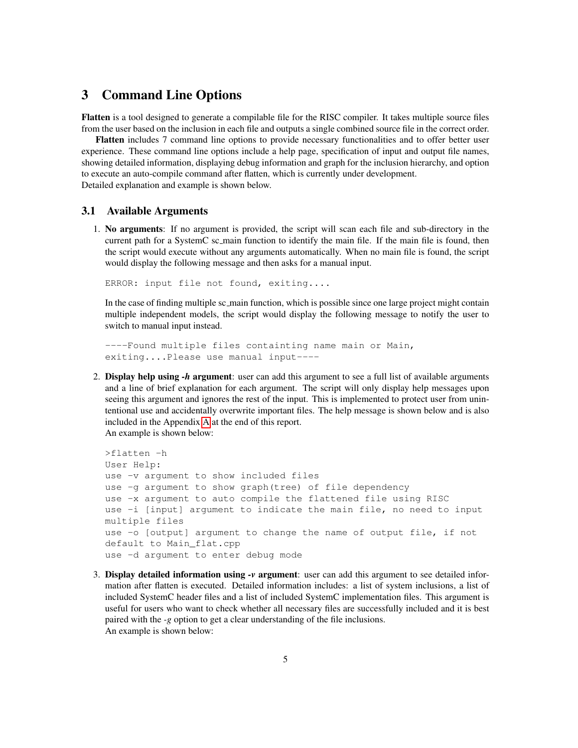# 3 Command Line Options

**Flatten** is a tool designed to generate a compilable file for the RISC compiler. It takes multiple source files from the user based on the inclusion in each file and outputs a single combined source file in the correct order.

**Flatten** includes 7 command line options to provide necessary functionalities and to offer better user experience. These command line options include a help page, specification of input and output file names, showing detailed information, displaying debug information and graph for the inclusion hierarchy, and option to execute an auto-compile command after flatten, which is currently under development.
Detailed explanation and example is shown below.

## 3.1 Available Arguments

1. **No arguments**: If no argument is provided, the script will scan each file and sub-directory in the current path for a SystemC sc_main function to identify the main file. If the main file is found, then the script would execute without any arguments automatically. When no main file is found, the script would display the following message and then asks for a manual input.

   ```
   ERROR: input file not found, exiting....
   ```

   In the case of finding multiple sc_main function, which is possible since one large project might contain multiple independent models, the script would display the following message to notify the user to switch to manual input instead.

   ```
   ----Found multiple files containting name main or Main,
   exiting....Please use manual input----
   ```

2. **Display help using *-h* argument**: user can add this argument to see a full list of available arguments and a line of brief explanation for each argument. The script will only display help messages upon seeing this argument and ignores the rest of the input. This is implemented to protect user from unintentional use and accidentally overwrite important files. The help message is shown below and is also included in the Appendix A at the end of this report.
   An example is shown below:

   ```
   >flatten -h
   User Help:
   use -v argument to show included files
   use -g argument to show graph(tree) of file dependency
   use -x argument to auto compile the flattened file using RISC
   use -i [input] argument to indicate the main file, no need to input
   multiple files
   use -o [output] argument to change the name of output file, if not
   default to Main_flat.cpp
   use -d argument to enter debug mode
   ```

3. **Display detailed information using *-v* argument**: user can add this argument to see detailed information after flatten is executed. Detailed information includes: a list of system inclusions, a list of included SystemC header files and a list of included SystemC implementation files. This argument is useful for users who want to check whether all necessary files are successfully included and it is best paired with the *-g* option to get a clear understanding of the file inclusions.
   An example is shown below: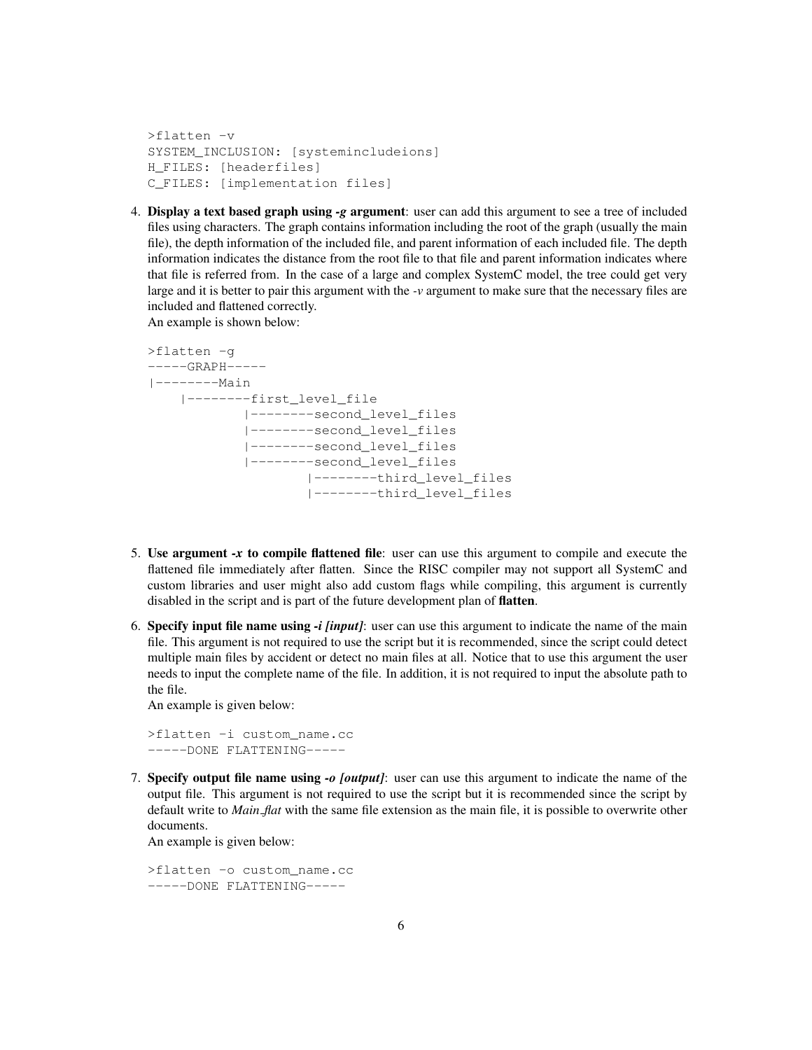```
>flatten -v
SYSTEM_INCLUSION: [systemincludeions]
H_FILES: [headerfiles]
C_FILES: [implementation files]
```

4. **Display a text based graph using *-g* argument**: user can add this argument to see a tree of included files using characters. The graph contains information including the root of the graph (usually the main file), the depth information of the included file, and parent information of each included file. The depth information indicates the distance from the root file to that file and parent information indicates where that file is referred from. In the case of a large and complex SystemC model, the tree could get very large and it is better to pair this argument with the *-v* argument to make sure that the necessary files are included and flattened correctly.
   An example is shown below:

```
>flatten -g
-----GRAPH-----
|--------Main
    |--------first_level_file
            |--------second_level_files
            |--------second_level_files
            |--------second_level_files
            |--------second_level_files
                    |--------third_level_files
                    |--------third_level_files
```

5. **Use argument *-x* to compile flattened file**: user can use this argument to compile and execute the flattened file immediately after flatten. Since the RISC compiler may not support all SystemC and custom libraries and user might also add custom flags while compiling, this argument is currently disabled in the script and is part of the future development plan of **flatten**.

6. **Specify input file name using *-i [input]***: user can use this argument to indicate the name of the main file. This argument is not required to use the script but it is recommended, since the script could detect multiple main files by accident or detect no main files at all. Notice that to use this argument the user needs to input the complete name of the file. In addition, it is not required to input the absolute path to the file.
   An example is given below:

```
>flatten -i custom_name.cc
-----DONE FLATTENING-----
```

7. **Specify output file name using *-o [output]***: user can use this argument to indicate the name of the output file. This argument is not required to use the script but it is recommended since the script by default write to *Main_flat* with the same file extension as the main file, it is possible to overwrite other documents.
   An example is given below:

```
>flatten -o custom_name.cc
-----DONE FLATTENING-----
```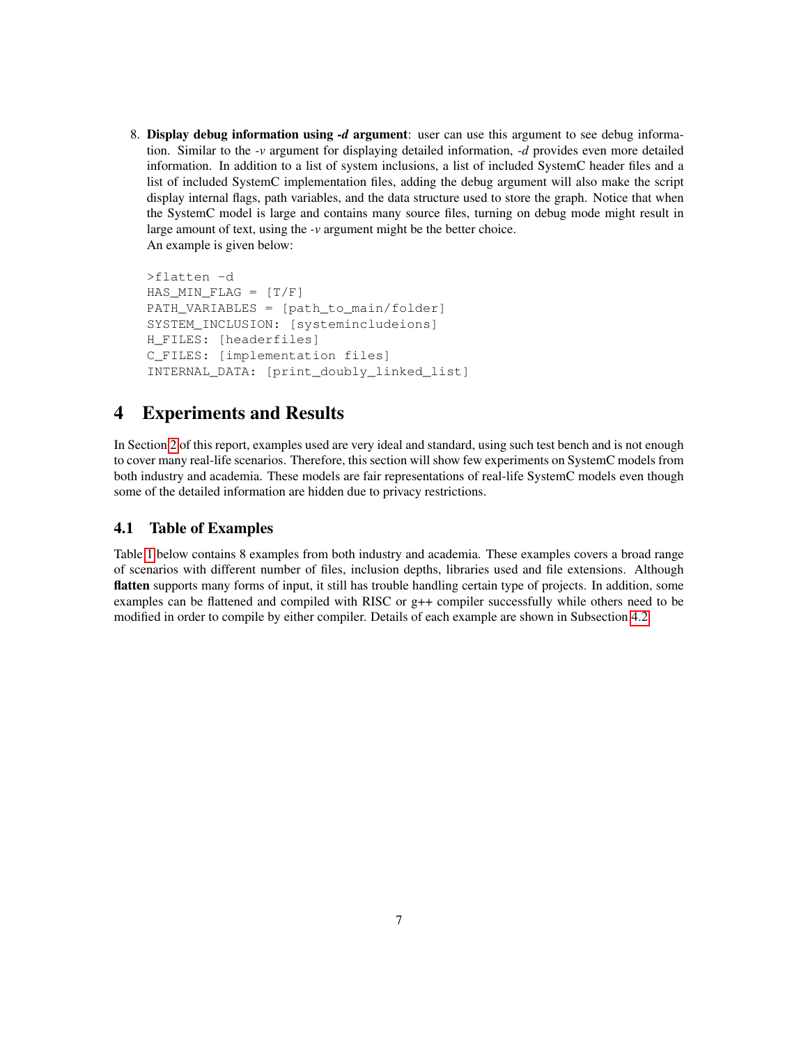8. **Display debug information using *-d* argument**: user can use this argument to see debug information. Similar to the *-v* argument for displaying detailed information, *-d* provides even more detailed information. In addition to a list of system inclusions, a list of included SystemC header files and a list of included SystemC implementation files, adding the debug argument will also make the script display internal flags, path variables, and the data structure used to store the graph. Notice that when the SystemC model is large and contains many source files, turning on debug mode might result in large amount of text, using the *-v* argument might be the better choice.
   An example is given below:

```
>flatten -d
HAS_MIN_FLAG = [T/F]
PATH_VARIABLES = [path_to_main/folder]
SYSTEM_INCLUSION: [systemincludeions]
H_FILES: [headerfiles]
C_FILES: [implementation files]
INTERNAL_DATA: [print_doubly_linked_list]
```

# 4 Experiments and Results

In Section 2 of this report, examples used are very ideal and standard, using such test bench and is not enough to cover many real-life scenarios. Therefore, this section will show few experiments on SystemC models from both industry and academia. These models are fair representations of real-life SystemC models even though some of the detailed information are hidden due to privacy restrictions.

## 4.1 Table of Examples

Table 1 below contains 8 examples from both industry and academia. These examples covers a broad range of scenarios with different number of files, inclusion depths, libraries used and file extensions. Although **flatten** supports many forms of input, it still has trouble handling certain type of projects. In addition, some examples can be flattened and compiled with RISC or g++ compiler successfully while others need to be modified in order to compile by either compiler. Details of each example are shown in Subsection 4.2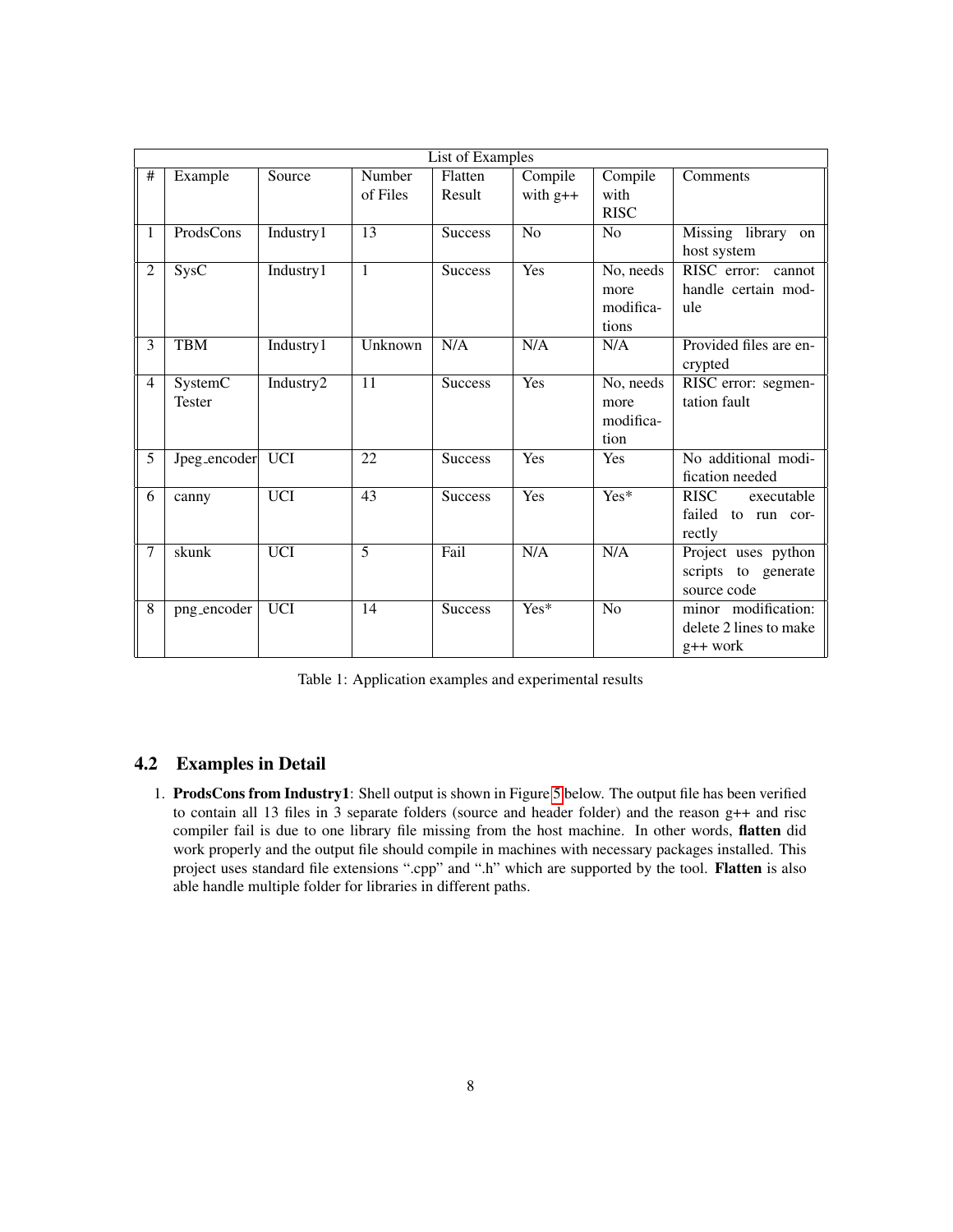| List of Examples | | | | | | | |
|---|---|---|---|---|---|---|---|
| # | Example | Source | Number of Files | Flatten Result | Compile with g++ | Compile with RISC | Comments |
| 1 | ProdsCons | Industry1 | 13 | Success | No | No | Missing library on host system |
| 2 | SysC | Industry1 | 1 | Success | Yes | No, needs more modifications | RISC error: cannot handle certain module |
| 3 | TBM | Industry1 | Unknown | N/A | N/A | N/A | Provided files are encrypted |
| 4 | SystemC Tester | Industry2 | 11 | Success | Yes | No, needs more modification | RISC error: segmentation fault |
| 5 | Jpeg_encoder | UCI | 22 | Success | Yes | Yes | No additional modification needed |
| 6 | canny | UCI | 43 | Success | Yes | Yes* | RISC executable failed to run correctly |
| 7 | skunk | UCI | 5 | Fail | N/A | N/A | Project uses python scripts to generate source code |
| 8 | png_encoder | UCI | 14 | Success | Yes* | No | minor modification: delete 2 lines to make g++ work |

Table 1: Application examples and experimental results

## 4.2 Examples in Detail

1. **ProdsCons from Industry1**: Shell output is shown in Figure 5 below. The output file has been verified to contain all 13 files in 3 separate folders (source and header folder) and the reason g++ and risc compiler fail is due to one library file missing from the host machine. In other words, **flatten** did work properly and the output file should compile in machines with necessary packages installed. This project uses standard file extensions ".cpp" and ".h" which are supported by the tool. **Flatten** is also able handle multiple folder for libraries in different paths.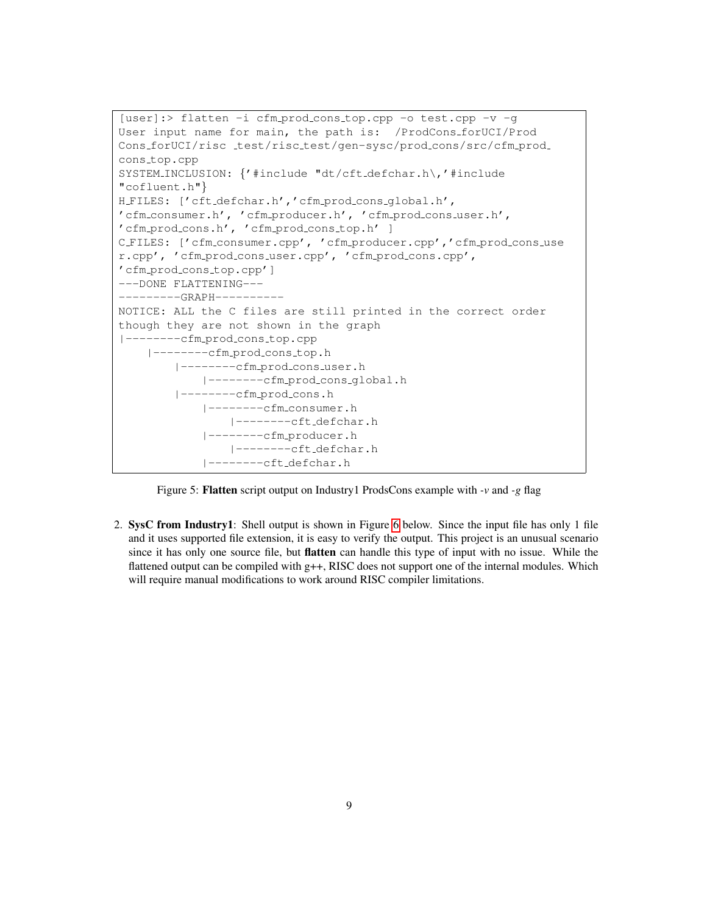```
[user]:> flatten -i cfm_prod_cons_top.cpp -o test.cpp -v -g
User input name for main, the path is:  /ProdCons_forUCI/Prod
Cons_forUCI/risc _test/risc_test/gen-sysc/prod_cons/src/cfm_prod_
cons_top.cpp
SYSTEM_INCLUSION: {'#include "dt/cft_defchar.h\,'#include
"cofluent.h"}
H_FILES: ['cft_defchar.h','cfm_prod_cons_global.h',
'cfm_consumer.h', 'cfm_producer.h', 'cfm_prod_cons_user.h',
'cfm_prod_cons.h', 'cfm_prod_cons_top.h' ]
C_FILES: ['cfm_consumer.cpp', 'cfm_producer.cpp','cfm_prod_cons_use
r.cpp', 'cfm_prod_cons_user.cpp', 'cfm_prod_cons.cpp',
'cfm_prod_cons_top.cpp']
---DONE FLATTENING---
---------GRAPH----------
NOTICE: ALL the C files are still printed in the correct order
though they are not shown in the graph
|--------cfm_prod_cons_top.cpp
    |--------cfm_prod_cons_top.h
        |--------cfm_prod_cons_user.h
            |--------cfm_prod_cons_global.h
        |--------cfm_prod_cons.h
            |--------cfm_consumer.h
                |--------cft_defchar.h
            |--------cfm_producer.h
                |--------cft_defchar.h
            |--------cft_defchar.h
```

Figure 5: **Flatten** script output on Industry1 ProdsCons example with *-v* and *-g* flag

2. **SysC from Industry1**: Shell output is shown in Figure 6 below. Since the input file has only 1 file and it uses supported file extension, it is easy to verify the output. This project is an unusual scenario since it has only one source file, but **flatten** can handle this type of input with no issue. While the flattened output can be compiled with g++, RISC does not support one of the internal modules. Which will require manual modifications to work around RISC compiler limitations.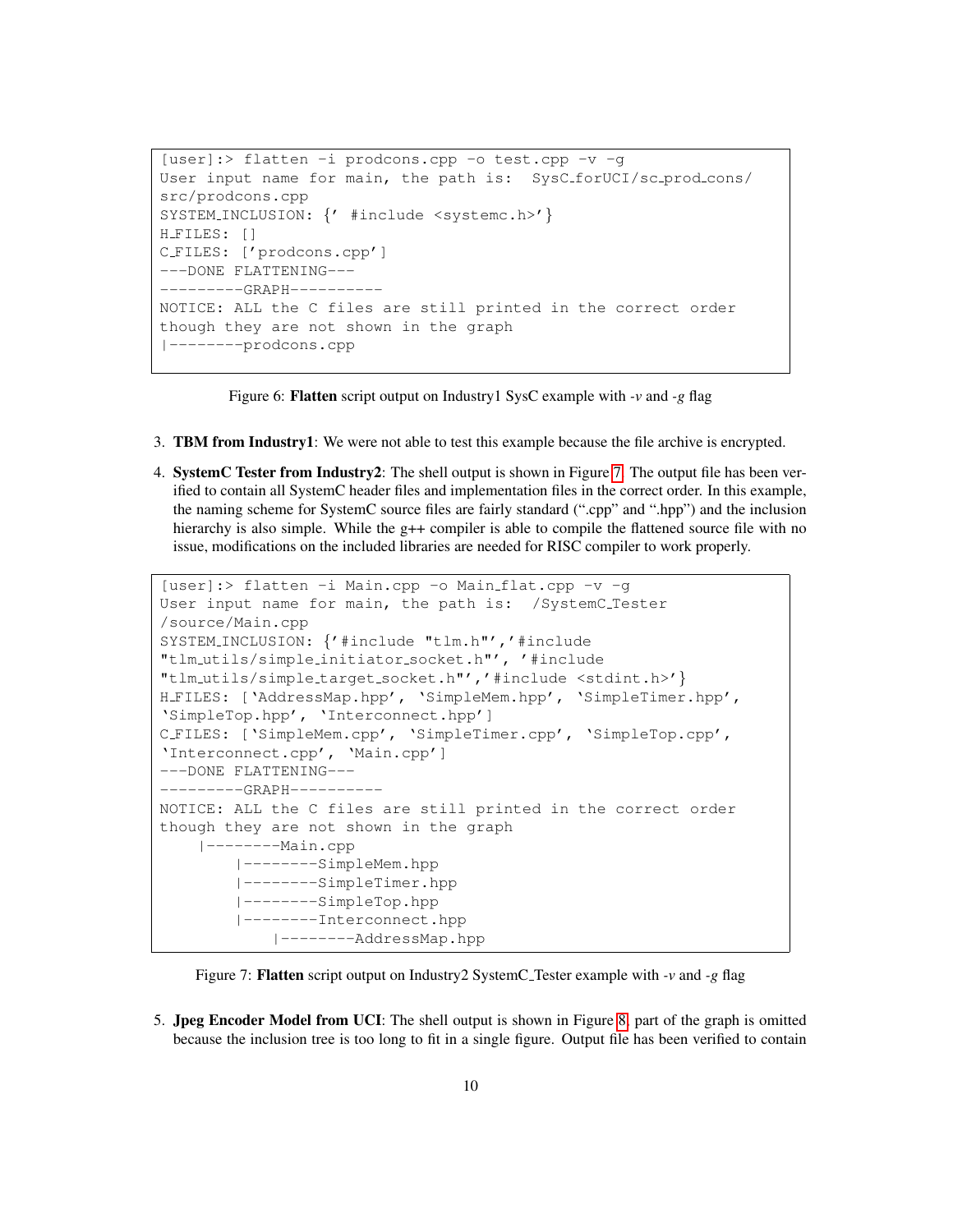```
[user]:> flatten -i prodcons.cpp -o test.cpp -v -g
User input name for main, the path is:  SysC_forUCI/sc_prod_cons/
src/prodcons.cpp
SYSTEM_INCLUSION: {' #include <systemc.h>'}
H_FILES: []
C_FILES: ['prodcons.cpp']
---DONE FLATTENING---
---------GRAPH----------
NOTICE: ALL the C files are still printed in the correct order
though they are not shown in the graph
|--------prodcons.cpp
```

Figure 6: **Flatten** script output on Industry1 SysC example with *-v* and *-g* flag

3. **TBM from Industry1**: We were not able to test this example because the file archive is encrypted.

4. **SystemC Tester from Industry2**: The shell output is shown in Figure 7. The output file has been verified to contain all SystemC header files and implementation files in the correct order. In this example, the naming scheme for SystemC source files are fairly standard (".cpp" and ".hpp") and the inclusion hierarchy is also simple. While the g++ compiler is able to compile the flattened source file with no issue, modifications on the included libraries are needed for RISC compiler to work properly.

```
[user]:> flatten -i Main.cpp -o Main_flat.cpp -v -g
User input name for main, the path is:  /SystemC_Tester
/source/Main.cpp
SYSTEM_INCLUSION: {'#include "tlm.h"','#include
"tlm_utils/simple_initiator_socket.h"', '#include
"tlm_utils/simple_target_socket.h"','#include <stdint.h>'}
H_FILES: ['AddressMap.hpp', 'SimpleMem.hpp', 'SimpleTimer.hpp',
'SimpleTop.hpp', 'Interconnect.hpp']
C_FILES: ['SimpleMem.cpp', 'SimpleTimer.cpp', 'SimpleTop.cpp',
'Interconnect.cpp', 'Main.cpp']
---DONE FLATTENING---
---------GRAPH----------
NOTICE: ALL the C files are still printed in the correct order
though they are not shown in the graph
    |--------Main.cpp
        |--------SimpleMem.hpp
        |--------SimpleTimer.hpp
        |--------SimpleTop.hpp
        |--------Interconnect.hpp
            |--------AddressMap.hpp
```

Figure 7: **Flatten** script output on Industry2 SystemC_Tester example with *-v* and *-g* flag

5. **Jpeg Encoder Model from UCI**: The shell output is shown in Figure 8, part of the graph is omitted because the inclusion tree is too long to fit in a single figure. Output file has been verified to contain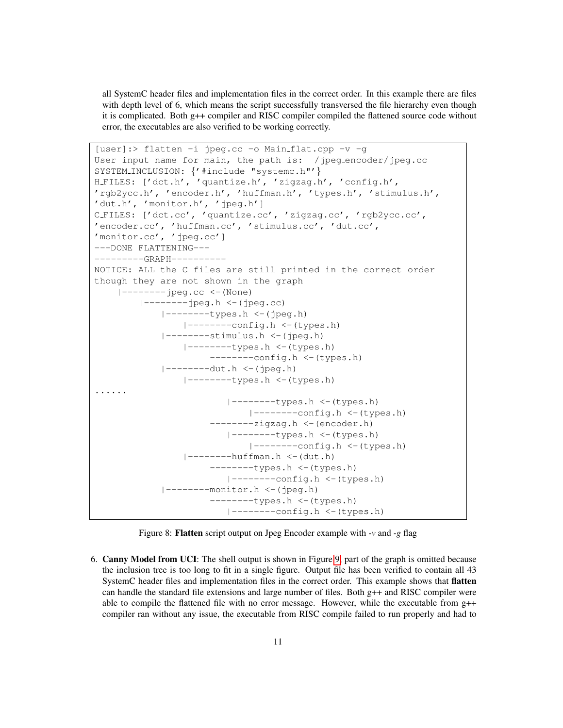all SystemC header files and implementation files in the correct order. In this example there are files with depth level of 6, which means the script successfully transversed the file hierarchy even though it is complicated. Both g++ compiler and RISC compiler compiled the flattened source code without error, the executables are also verified to be working correctly.

```
[user]:> flatten -i jpeg.cc -o Main_flat.cpp -v -g
User input name for main, the path is:  /jpeg_encoder/jpeg.cc
SYSTEM_INCLUSION: {'#include "systemc.h"'}
H_FILES: ['dct.h', 'quantize.h', 'zigzag.h', 'config.h',
'rgb2ycc.h', 'encoder.h', 'huffman.h', 'types.h', 'stimulus.h',
'dut.h', 'monitor.h', 'jpeg.h']
C_FILES: ['dct.cc', 'quantize.cc', 'zigzag.cc', 'rgb2ycc.cc',
'encoder.cc', 'huffman.cc', 'stimulus.cc', 'dut.cc',
'monitor.cc', 'jpeg.cc']
---DONE FLATTENING---
---------GRAPH----------
NOTICE: ALL the C files are still printed in the correct order
though they are not shown in the graph
    |--------jpeg.cc <-(None)
        |--------jpeg.h <-(jpeg.cc)
            |--------types.h <-(jpeg.h)
                |--------config.h <-(types.h)
            |--------stimulus.h <-(jpeg.h)
                |--------types.h <-(types.h)
                    |--------config.h <-(types.h)
            |--------dut.h <-(jpeg.h)
                |--------types.h <-(types.h)
......
                        |--------types.h <-(types.h)
                            |--------config.h <-(types.h)
                    |--------zigzag.h <-(encoder.h)
                        |--------types.h <-(types.h)
                            |--------config.h <-(types.h)
                |--------huffman.h <-(dut.h)
                    |--------types.h <-(types.h)
                        |--------config.h <-(types.h)
            |--------monitor.h <-(jpeg.h)
                    |--------types.h <-(types.h)
                        |--------config.h <-(types.h)
```

Figure 8: **Flatten** script output on Jpeg Encoder example with *-v* and *-g* flag

6. **Canny Model from UCI**: The shell output is shown in Figure 9, part of the graph is omitted because the inclusion tree is too long to fit in a single figure. Output file has been verified to contain all 43 SystemC header files and implementation files in the correct order. This example shows that **flatten** can handle the standard file extensions and large number of files. Both g++ and RISC compiler were able to compile the flattened file with no error message. However, while the executable from g++ compiler ran without any issue, the executable from RISC compile failed to run properly and had to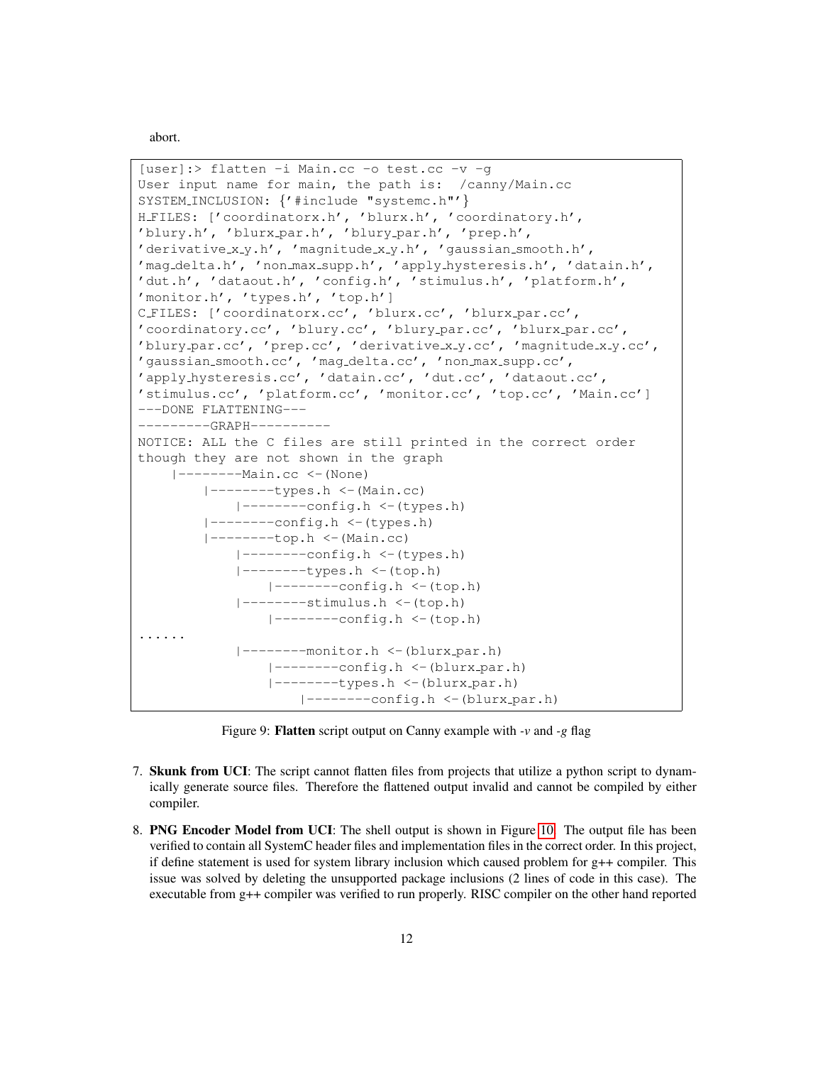abort.

```
[user]:> flatten -i Main.cc -o test.cc -v -g
User input name for main, the path is:  /canny/Main.cc
SYSTEM_INCLUSION: {'#include "systemc.h"'}
H_FILES: ['coordinatorx.h', 'blurx.h', 'coordinatory.h',
'blury.h', 'blurx_par.h', 'blury_par.h', 'prep.h',
'derivative_x_y.h', 'magnitude_x_y.h', 'gaussian_smooth.h',
'mag_delta.h', 'non_max_supp.h', 'apply_hysteresis.h', 'datain.h',
'dut.h', 'dataout.h', 'config.h', 'stimulus.h', 'platform.h',
'monitor.h', 'types.h', 'top.h']
C_FILES: ['coordinatorx.cc', 'blurx.cc', 'blurx_par.cc',
'coordinatory.cc', 'blury.cc', 'blury_par.cc', 'blurx_par.cc',
'blury_par.cc', 'prep.cc', 'derivative_x_y.cc', 'magnitude_x_y.cc',
'gaussian_smooth.cc', 'mag_delta.cc', 'non_max_supp.cc',
'apply_hysteresis.cc', 'datain.cc', 'dut.cc', 'dataout.cc',
'stimulus.cc', 'platform.cc', 'monitor.cc', 'top.cc', 'Main.cc']
---DONE FLATTENING---
---------GRAPH----------
NOTICE: ALL the C files are still printed in the correct order
though they are not shown in the graph
    |--------Main.cc <-(None)
        |--------types.h <-(Main.cc)
            |--------config.h <-(types.h)
        |--------config.h <-(types.h)
        |--------top.h <-(Main.cc)
            |--------config.h <-(types.h)
            |--------types.h <-(top.h)
                |--------config.h <-(top.h)
            |--------stimulus.h <-(top.h)
                |--------config.h <-(top.h)
......
            |--------monitor.h <-(blurx_par.h)
                |--------config.h <-(blurx_par.h)
                |--------types.h <-(blurx_par.h)
                    |--------config.h <-(blurx_par.h)
```

Figure 9: **Flatten** script output on Canny example with *-v* and *-g* flag

7. **Skunk from UCI**: The script cannot flatten files from projects that utilize a python script to dynamically generate source files. Therefore the flattened output invalid and cannot be compiled by either compiler.

8. **PNG Encoder Model from UCI**: The shell output is shown in Figure 10. The output file has been verified to contain all SystemC header files and implementation files in the correct order. In this project, if define statement is used for system library inclusion which caused problem for g++ compiler. This issue was solved by deleting the unsupported package inclusions (2 lines of code in this case). The executable from g++ compiler was verified to run properly. RISC compiler on the other hand reported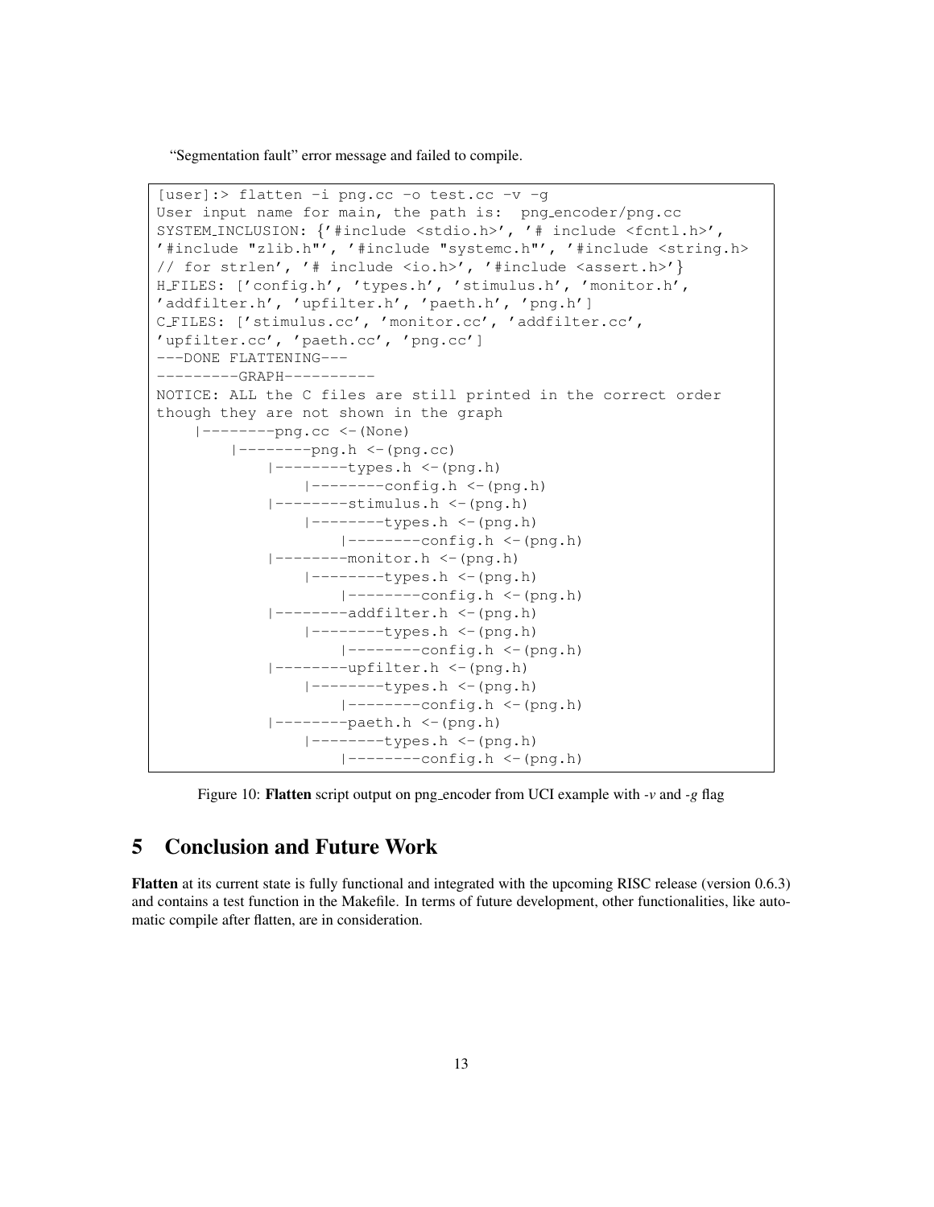"Segmentation fault" error message and failed to compile.

```
[user]:> flatten -i png.cc -o test.cc -v -g
User input name for main, the path is:  png_encoder/png.cc
SYSTEM_INCLUSION: {'#include <stdio.h>', '# include <fcntl.h>',
'#include "zlib.h"', '#include "systemc.h"', '#include <string.h>
// for strlen', '# include <io.h>', '#include <assert.h>'}
H_FILES: ['config.h', 'types.h', 'stimulus.h', 'monitor.h',
'addfilter.h', 'upfilter.h', 'paeth.h', 'png.h']
C_FILES: ['stimulus.cc', 'monitor.cc', 'addfilter.cc',
'upfilter.cc', 'paeth.cc', 'png.cc']
---DONE FLATTENING---
---------GRAPH----------
NOTICE: ALL the C files are still printed in the correct order
though they are not shown in the graph
    |--------png.cc <-(None)
        |--------png.h <-(png.cc)
            |--------types.h <-(png.h)
                |--------config.h <-(png.h)
            |--------stimulus.h <-(png.h)
                |--------types.h <-(png.h)
                    |--------config.h <-(png.h)
            |--------monitor.h <-(png.h)
                |--------types.h <-(png.h)
                    |--------config.h <-(png.h)
            |--------addfilter.h <-(png.h)
                |--------types.h <-(png.h)
                    |--------config.h <-(png.h)
            |--------upfilter.h <-(png.h)
                |--------types.h <-(png.h)
                    |--------config.h <-(png.h)
            |--------paeth.h <-(png.h)
                |--------types.h <-(png.h)
                    |--------config.h <-(png.h)
```

Figure 10: **Flatten** script output on png_encoder from UCI example with *-v* and *-g* flag

## 5 Conclusion and Future Work

**Flatten** at its current state is fully functional and integrated with the upcoming RISC release (version 0.6.3) and contains a test function in the Makefile. In terms of future development, other functionalities, like automatic compile after flatten, are in consideration.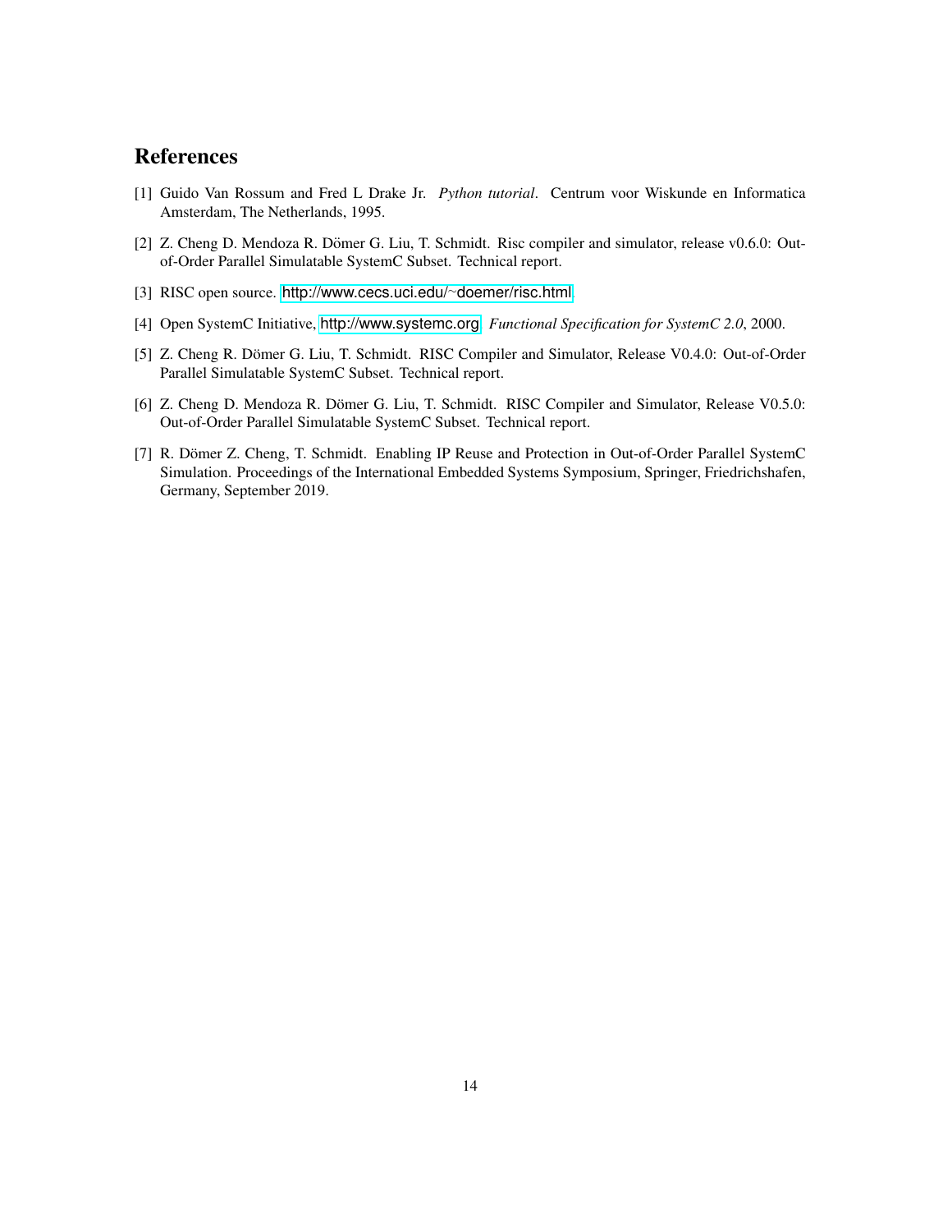# References

[1] Guido Van Rossum and Fred L Drake Jr. *Python tutorial*. Centrum voor Wiskunde en Informatica Amsterdam, The Netherlands, 1995.

[2] Z. Cheng D. Mendoza R. Dömer G. Liu, T. Schmidt. Risc compiler and simulator, release v0.6.0: Out-of-Order Parallel Simulatable SystemC Subset. Technical report.

[3] RISC open source. http://www.cecs.uci.edu/~doemer/risc.html.

[4] Open SystemC Initiative, http://www.systemc.org. *Functional Specification for SystemC 2.0*, 2000.

[5] Z. Cheng R. Dömer G. Liu, T. Schmidt. RISC Compiler and Simulator, Release V0.4.0: Out-of-Order Parallel Simulatable SystemC Subset. Technical report.

[6] Z. Cheng D. Mendoza R. Dömer G. Liu, T. Schmidt. RISC Compiler and Simulator, Release V0.5.0: Out-of-Order Parallel Simulatable SystemC Subset. Technical report.

[7] R. Dömer Z. Cheng, T. Schmidt. Enabling IP Reuse and Protection in Out-of-Order Parallel SystemC Simulation. Proceedings of the International Embedded Systems Symposium, Springer, Friedrichshafen, Germany, September 2019.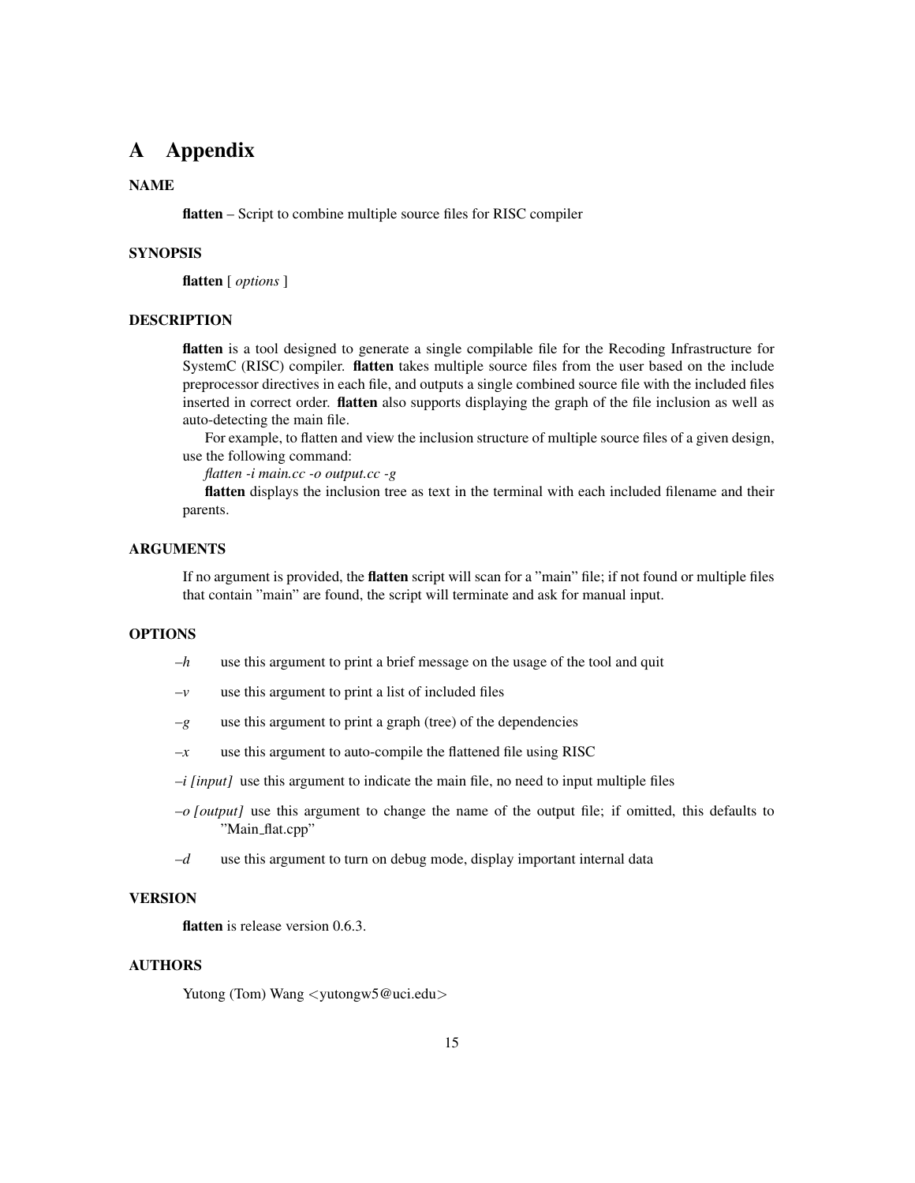# A Appendix

**NAME**

**flatten** – Script to combine multiple source files for RISC compiler

**SYNOPSIS**

**flatten** [ *options* ]

**DESCRIPTION**

**flatten** is a tool designed to generate a single compilable file for the Recoding Infrastructure for SystemC (RISC) compiler. **flatten** takes multiple source files from the user based on the include preprocessor directives in each file, and outputs a single combined source file with the included files inserted in correct order. **flatten** also supports displaying the graph of the file inclusion as well as auto-detecting the main file.

For example, to flatten and view the inclusion structure of multiple source files of a given design, use the following command:

*flatten -i main.cc -o output.cc -g*

**flatten** displays the inclusion tree as text in the terminal with each included filename and their parents.

**ARGUMENTS**

If no argument is provided, the **flatten** script will scan for a "main" file; if not found or multiple files that contain "main" are found, the script will terminate and ask for manual input.

**OPTIONS**

*–h* use this argument to print a brief message on the usage of the tool and quit

*–v* use this argument to print a list of included files

*–g* use this argument to print a graph (tree) of the dependencies

*–x* use this argument to auto-compile the flattened file using RISC

*–i [input]* use this argument to indicate the main file, no need to input multiple files

*–o [output]* use this argument to change the name of the output file; if omitted, this defaults to "Main_flat.cpp"

*–d* use this argument to turn on debug mode, display important internal data

**VERSION**

**flatten** is release version 0.6.3.

**AUTHORS**

Yutong (Tom) Wang <yutongw5@uci.edu>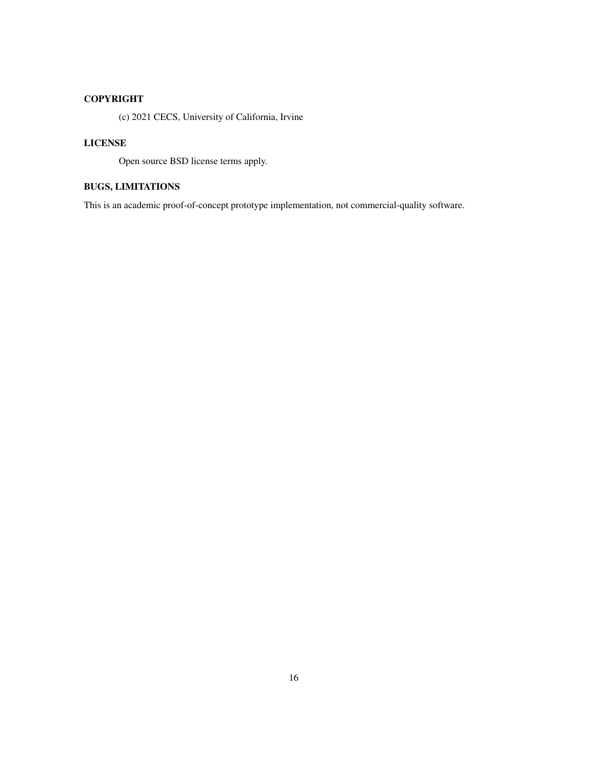### COPYRIGHT

(c) 2021 CECS, University of California, Irvine

### LICENSE

Open source BSD license terms apply.

### BUGS, LIMITATIONS

This is an academic proof-of-concept prototype implementation, not commercial-quality software.